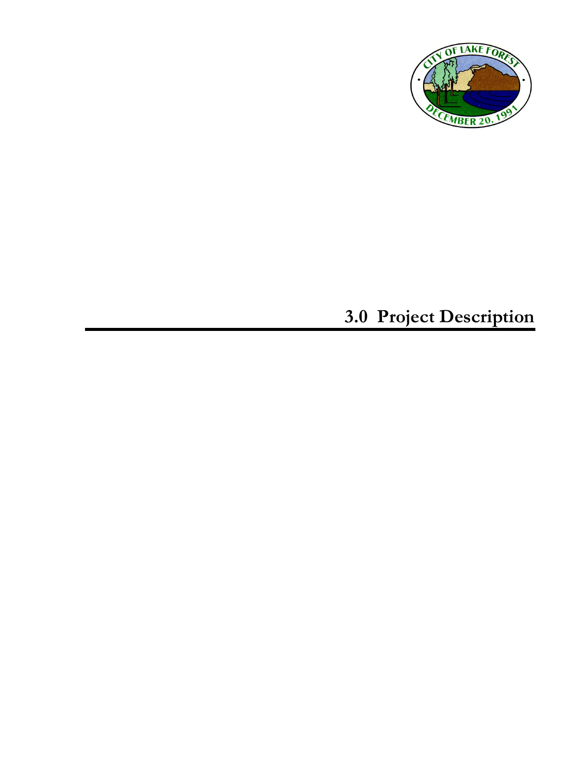# 3.0 Project Description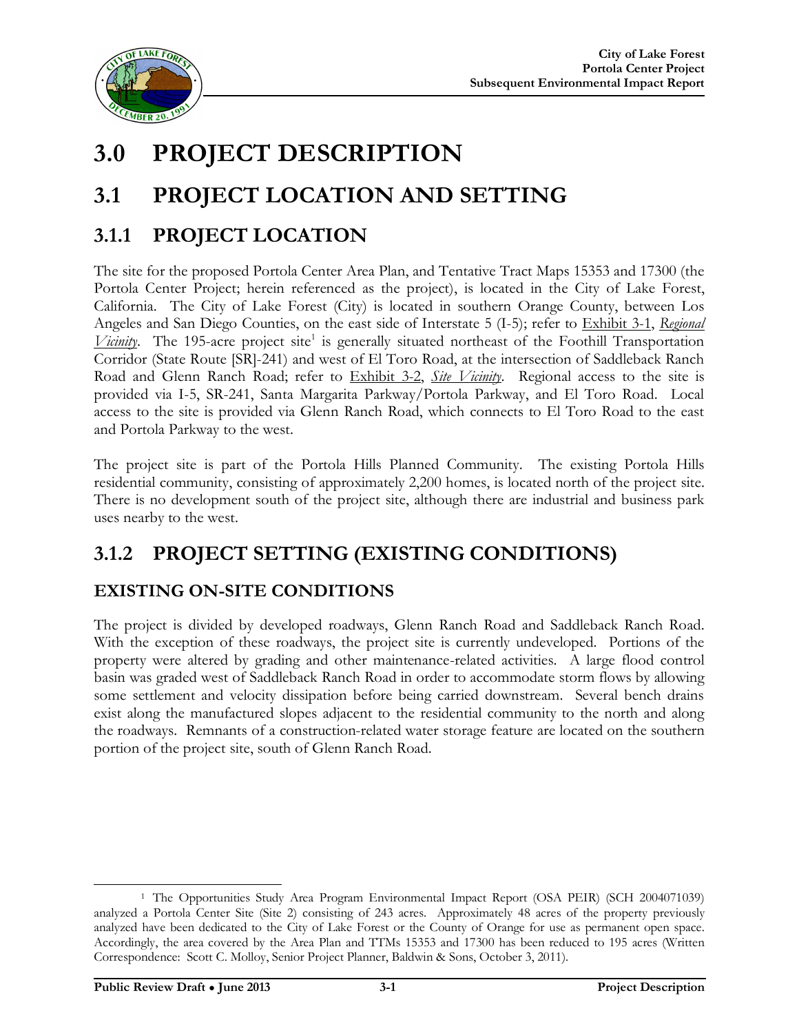# 3.0 PROJECT DESCRIPTION

# 3.1 PROJECT LOCATION AND SETTING

## 3.1.1 PROJECT LOCATION

The site for the proposed Portola Center Area Plan, and Tentative Tract Maps 15353 and 17300 (the Portola Center Project; herein referenced as the project), is located in the City of Lake Forest, California. The City of Lake Forest (City) is located in southern Orange County, between Los Angeles and San Diego Counties, on the east side of Interstate 5 (I-5); refer to Exhibit 3-1, *Regional Vicinity*. The 195-acre project site[1] is generally situated northeast of the Foothill Transportation Corridor (State Route [SR]-241) and west of El Toro Road, at the intersection of Saddleback Ranch Road and Glenn Ranch Road; refer to Exhibit 3-2, *Site Vicinity*. Regional access to the site is provided via I-5, SR-241, Santa Margarita Parkway/Portola Parkway, and El Toro Road. Local access to the site is provided via Glenn Ranch Road, which connects to El Toro Road to the east and Portola Parkway to the west.

The project site is part of the Portola Hills Planned Community. The existing Portola Hills residential community, consisting of approximately 2,200 homes, is located north of the project site. There is no development south of the project site, although there are industrial and business park uses nearby to the west.

## 3.1.2 PROJECT SETTING (EXISTING CONDITIONS)

### EXISTING ON-SITE CONDITIONS

The project is divided by developed roadways, Glenn Ranch Road and Saddleback Ranch Road. With the exception of these roadways, the project site is currently undeveloped. Portions of the property were altered by grading and other maintenance-related activities. A large flood control basin was graded west of Saddleback Ranch Road in order to accommodate storm flows by allowing some settlement and velocity dissipation before being carried downstream. Several bench drains exist along the manufactured slopes adjacent to the residential community to the north and along the roadways. Remnants of a construction-related water storage feature are located on the southern portion of the project site, south of Glenn Ranch Road.

---

[1] The Opportunities Study Area Program Environmental Impact Report (OSA PEIR) (SCH 2004071039) analyzed a Portola Center Site (Site 2) consisting of 243 acres. Approximately 48 acres of the property previously analyzed have been dedicated to the City of Lake Forest or the County of Orange for use as permanent open space. Accordingly, the area covered by the Area Plan and TTMs 15353 and 17300 has been reduced to 195 acres (Written Correspondence: Scott C. Molloy, Senior Project Planner, Baldwin & Sons, October 3, 2011).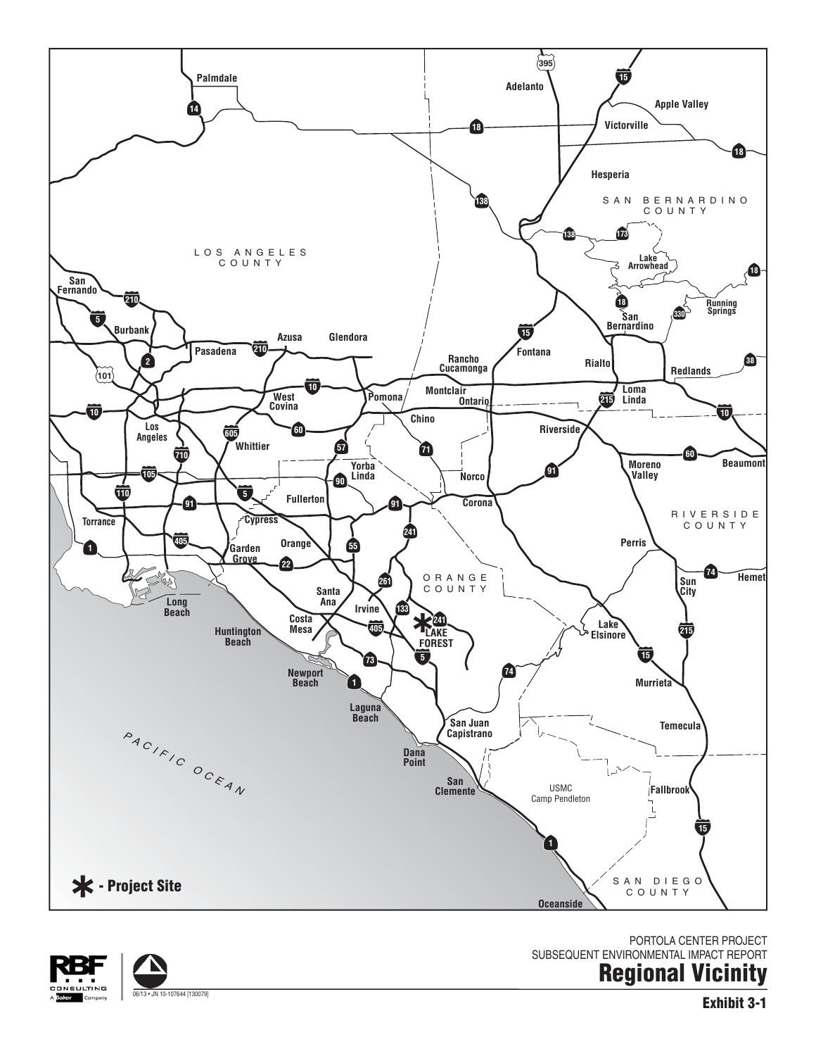PORTOLA CENTER PROJECT
SUBSEQUENT ENVIRONMENTAL IMPACT REPORT

# Regional Vicinity

**Exhibit 3-1**

✱ - Project Site

06/13 • JN 10-107644 [130079]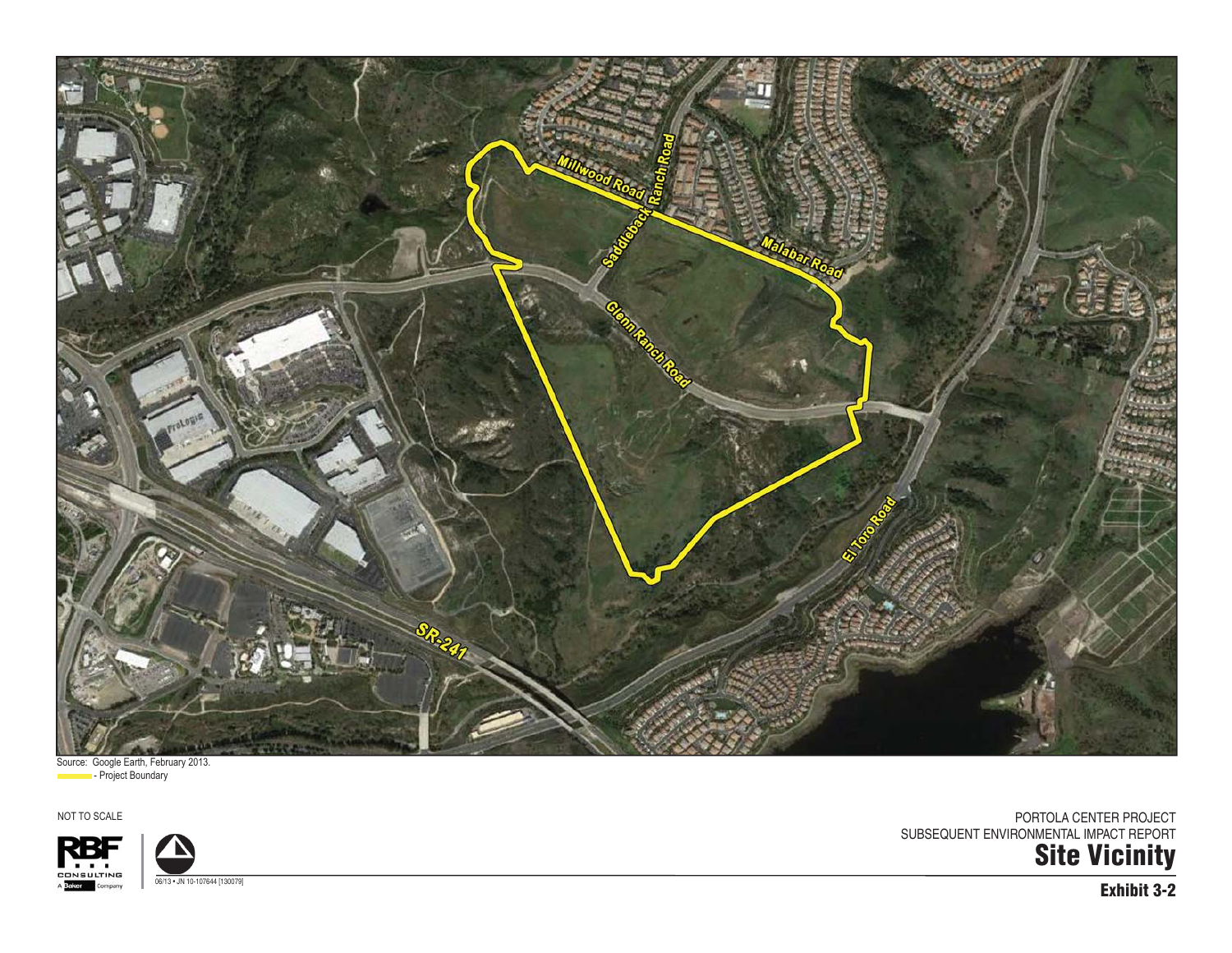Source: Google Earth, February 2013.

- Project Boundary

NOT TO SCALE

06/13 • JN 10-107644 [130079]

PORTOLA CENTER PROJECT
SUBSEQUENT ENVIRONMENTAL IMPACT REPORT

**Site Vicinity**

**Exhibit 3-2**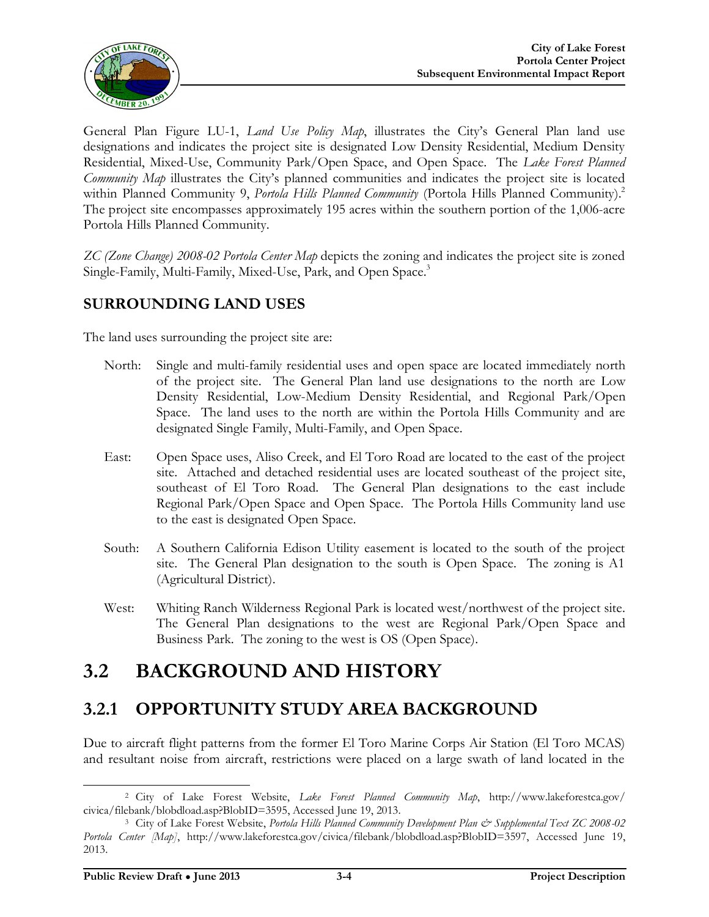General Plan Figure LU-1, *Land Use Policy Map*, illustrates the City's General Plan land use designations and indicates the project site is designated Low Density Residential, Medium Density Residential, Mixed-Use, Community Park/Open Space, and Open Space. The *Lake Forest Planned Community Map* illustrates the City's planned communities and indicates the project site is located within Planned Community 9, *Portola Hills Planned Community* (Portola Hills Planned Community).[2] The project site encompasses approximately 195 acres within the southern portion of the 1,006-acre Portola Hills Planned Community.

*ZC (Zone Change) 2008-02 Portola Center Map* depicts the zoning and indicates the project site is zoned Single-Family, Multi-Family, Mixed-Use, Park, and Open Space.[3]

### SURROUNDING LAND USES

The land uses surrounding the project site are:

North: Single and multi-family residential uses and open space are located immediately north of the project site. The General Plan land use designations to the north are Low Density Residential, Low-Medium Density Residential, and Regional Park/Open Space. The land uses to the north are within the Portola Hills Community and are designated Single Family, Multi-Family, and Open Space.

East: Open Space uses, Aliso Creek, and El Toro Road are located to the east of the project site. Attached and detached residential uses are located southeast of the project site, southeast of El Toro Road. The General Plan designations to the east include Regional Park/Open Space and Open Space. The Portola Hills Community land use to the east is designated Open Space.

South: A Southern California Edison Utility easement is located to the south of the project site. The General Plan designation to the south is Open Space. The zoning is A1 (Agricultural District).

West: Whiting Ranch Wilderness Regional Park is located west/northwest of the project site. The General Plan designations to the west are Regional Park/Open Space and Business Park. The zoning to the west is OS (Open Space).

# 3.2 BACKGROUND AND HISTORY

## 3.2.1 OPPORTUNITY STUDY AREA BACKGROUND

Due to aircraft flight patterns from the former El Toro Marine Corps Air Station (El Toro MCAS) and resultant noise from aircraft, restrictions were placed on a large swath of land located in the

---

[2] City of Lake Forest Website, *Lake Forest Planned Community Map*, http://www.lakeforestca.gov/civica/filebank/blobdload.asp?BlobID=3595, Accessed June 19, 2013.

[3] City of Lake Forest Website, *Portola Hills Planned Community Development Plan & Supplemental Text ZC 2008-02 Portola Center [Map]*, http://www.lakeforestca.gov/civica/filebank/blobdload.asp?BlobID=3597, Accessed June 19, 2013.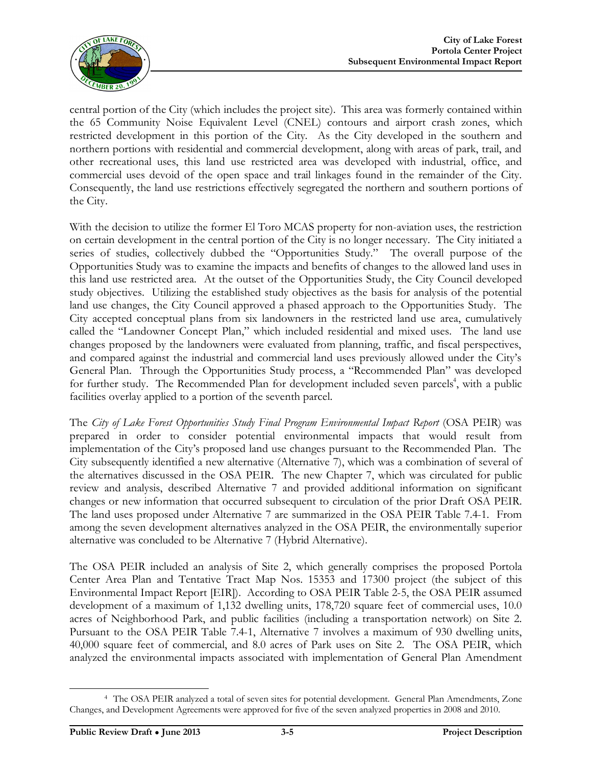central portion of the City (which includes the project site). This area was formerly contained within the 65 Community Noise Equivalent Level (CNEL) contours and airport crash zones, which restricted development in this portion of the City. As the City developed in the southern and northern portions with residential and commercial development, along with areas of park, trail, and other recreational uses, this land use restricted area was developed with industrial, office, and commercial uses devoid of the open space and trail linkages found in the remainder of the City. Consequently, the land use restrictions effectively segregated the northern and southern portions of the City.

With the decision to utilize the former El Toro MCAS property for non-aviation uses, the restriction on certain development in the central portion of the City is no longer necessary. The City initiated a series of studies, collectively dubbed the "Opportunities Study." The overall purpose of the Opportunities Study was to examine the impacts and benefits of changes to the allowed land uses in this land use restricted area. At the outset of the Opportunities Study, the City Council developed study objectives. Utilizing the established study objectives as the basis for analysis of the potential land use changes, the City Council approved a phased approach to the Opportunities Study. The City accepted conceptual plans from six landowners in the restricted land use area, cumulatively called the "Landowner Concept Plan," which included residential and mixed uses. The land use changes proposed by the landowners were evaluated from planning, traffic, and fiscal perspectives, and compared against the industrial and commercial land uses previously allowed under the City's General Plan. Through the Opportunities Study process, a "Recommended Plan" was developed for further study. The Recommended Plan for development included seven parcels[4], with a public facilities overlay applied to a portion of the seventh parcel.

The *City of Lake Forest Opportunities Study Final Program Environmental Impact Report* (OSA PEIR) was prepared in order to consider potential environmental impacts that would result from implementation of the City's proposed land use changes pursuant to the Recommended Plan. The City subsequently identified a new alternative (Alternative 7), which was a combination of several of the alternatives discussed in the OSA PEIR. The new Chapter 7, which was circulated for public review and analysis, described Alternative 7 and provided additional information on significant changes or new information that occurred subsequent to circulation of the prior Draft OSA PEIR. The land uses proposed under Alternative 7 are summarized in the OSA PEIR Table 7.4-1. From among the seven development alternatives analyzed in the OSA PEIR, the environmentally superior alternative was concluded to be Alternative 7 (Hybrid Alternative).

The OSA PEIR included an analysis of Site 2, which generally comprises the proposed Portola Center Area Plan and Tentative Tract Map Nos. 15353 and 17300 project (the subject of this Environmental Impact Report [EIR]). According to OSA PEIR Table 2-5, the OSA PEIR assumed development of a maximum of 1,132 dwelling units, 178,720 square feet of commercial uses, 10.0 acres of Neighborhood Park, and public facilities (including a transportation network) on Site 2. Pursuant to the OSA PEIR Table 7.4-1, Alternative 7 involves a maximum of 930 dwelling units, 40,000 square feet of commercial, and 8.0 acres of Park uses on Site 2. The OSA PEIR, which analyzed the environmental impacts associated with implementation of General Plan Amendment

---

[4] The OSA PEIR analyzed a total of seven sites for potential development. General Plan Amendments, Zone Changes, and Development Agreements were approved for five of the seven analyzed properties in 2008 and 2010.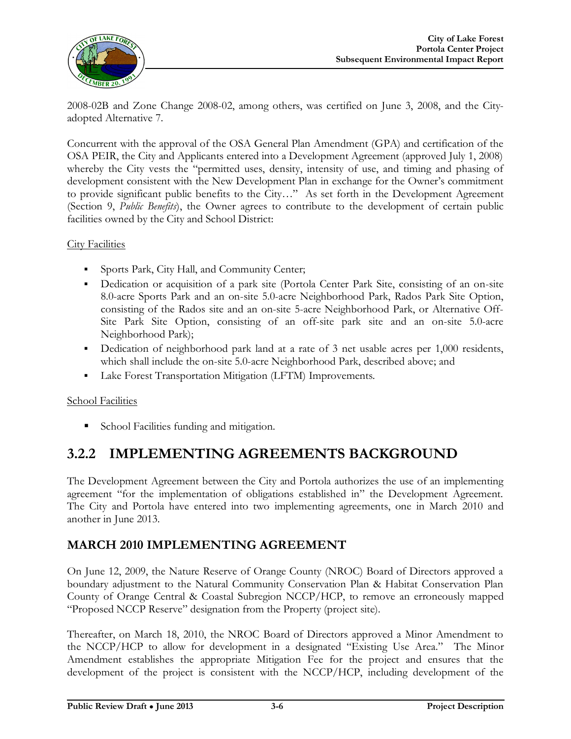2008-02B and Zone Change 2008-02, among others, was certified on June 3, 2008, and the City-adopted Alternative 7.

Concurrent with the approval of the OSA General Plan Amendment (GPA) and certification of the OSA PEIR, the City and Applicants entered into a Development Agreement (approved July 1, 2008) whereby the City vests the "permitted uses, density, intensity of use, and timing and phasing of development consistent with the New Development Plan in exchange for the Owner's commitment to provide significant public benefits to the City…" As set forth in the Development Agreement (Section 9, *Public Benefits*), the Owner agrees to contribute to the development of certain public facilities owned by the City and School District:

<u>City Facilities</u>

- Sports Park, City Hall, and Community Center;
- Dedication or acquisition of a park site (Portola Center Park Site, consisting of an on-site 8.0-acre Sports Park and an on-site 5.0-acre Neighborhood Park, Rados Park Site Option, consisting of the Rados site and an on-site 5-acre Neighborhood Park, or Alternative Off-Site Park Site Option, consisting of an off-site park site and an on-site 5.0-acre Neighborhood Park);
- Dedication of neighborhood park land at a rate of 3 net usable acres per 1,000 residents, which shall include the on-site 5.0-acre Neighborhood Park, described above; and
- Lake Forest Transportation Mitigation (LFTM) Improvements.

<u>School Facilities</u>

- School Facilities funding and mitigation.

## 3.2.2 IMPLEMENTING AGREEMENTS BACKGROUND

The Development Agreement between the City and Portola authorizes the use of an implementing agreement "for the implementation of obligations established in" the Development Agreement. The City and Portola have entered into two implementing agreements, one in March 2010 and another in June 2013.

### MARCH 2010 IMPLEMENTING AGREEMENT

On June 12, 2009, the Nature Reserve of Orange County (NROC) Board of Directors approved a boundary adjustment to the Natural Community Conservation Plan & Habitat Conservation Plan County of Orange Central & Coastal Subregion NCCP/HCP, to remove an erroneously mapped "Proposed NCCP Reserve" designation from the Property (project site).

Thereafter, on March 18, 2010, the NROC Board of Directors approved a Minor Amendment to the NCCP/HCP to allow for development in a designated "Existing Use Area." The Minor Amendment establishes the appropriate Mitigation Fee for the project and ensures that the development of the project is consistent with the NCCP/HCP, including development of the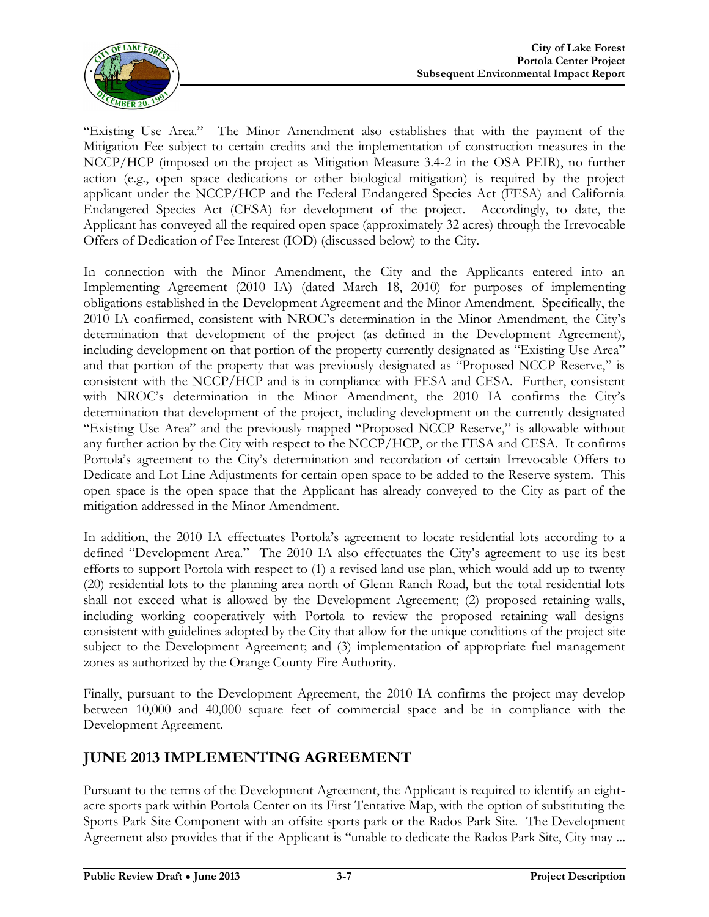"Existing Use Area." The Minor Amendment also establishes that with the payment of the Mitigation Fee subject to certain credits and the implementation of construction measures in the NCCP/HCP (imposed on the project as Mitigation Measure 3.4-2 in the OSA PEIR), no further action (e.g., open space dedications or other biological mitigation) is required by the project applicant under the NCCP/HCP and the Federal Endangered Species Act (FESA) and California Endangered Species Act (CESA) for development of the project. Accordingly, to date, the Applicant has conveyed all the required open space (approximately 32 acres) through the Irrevocable Offers of Dedication of Fee Interest (IOD) (discussed below) to the City.

In connection with the Minor Amendment, the City and the Applicants entered into an Implementing Agreement (2010 IA) (dated March 18, 2010) for purposes of implementing obligations established in the Development Agreement and the Minor Amendment. Specifically, the 2010 IA confirmed, consistent with NROC's determination in the Minor Amendment, the City's determination that development of the project (as defined in the Development Agreement), including development on that portion of the property currently designated as "Existing Use Area" and that portion of the property that was previously designated as "Proposed NCCP Reserve," is consistent with the NCCP/HCP and is in compliance with FESA and CESA. Further, consistent with NROC's determination in the Minor Amendment, the 2010 IA confirms the City's determination that development of the project, including development on the currently designated "Existing Use Area" and the previously mapped "Proposed NCCP Reserve," is allowable without any further action by the City with respect to the NCCP/HCP, or the FESA and CESA. It confirms Portola's agreement to the City's determination and recordation of certain Irrevocable Offers to Dedicate and Lot Line Adjustments for certain open space to be added to the Reserve system. This open space is the open space that the Applicant has already conveyed to the City as part of the mitigation addressed in the Minor Amendment.

In addition, the 2010 IA effectuates Portola's agreement to locate residential lots according to a defined "Development Area." The 2010 IA also effectuates the City's agreement to use its best efforts to support Portola with respect to (1) a revised land use plan, which would add up to twenty (20) residential lots to the planning area north of Glenn Ranch Road, but the total residential lots shall not exceed what is allowed by the Development Agreement; (2) proposed retaining walls, including working cooperatively with Portola to review the proposed retaining wall designs consistent with guidelines adopted by the City that allow for the unique conditions of the project site subject to the Development Agreement; and (3) implementation of appropriate fuel management zones as authorized by the Orange County Fire Authority.

Finally, pursuant to the Development Agreement, the 2010 IA confirms the project may develop between 10,000 and 40,000 square feet of commercial space and be in compliance with the Development Agreement.

## JUNE 2013 IMPLEMENTING AGREEMENT

Pursuant to the terms of the Development Agreement, the Applicant is required to identify an eight-acre sports park within Portola Center on its First Tentative Map, with the option of substituting the Sports Park Site Component with an offsite sports park or the Rados Park Site. The Development Agreement also provides that if the Applicant is "unable to dedicate the Rados Park Site, City may ...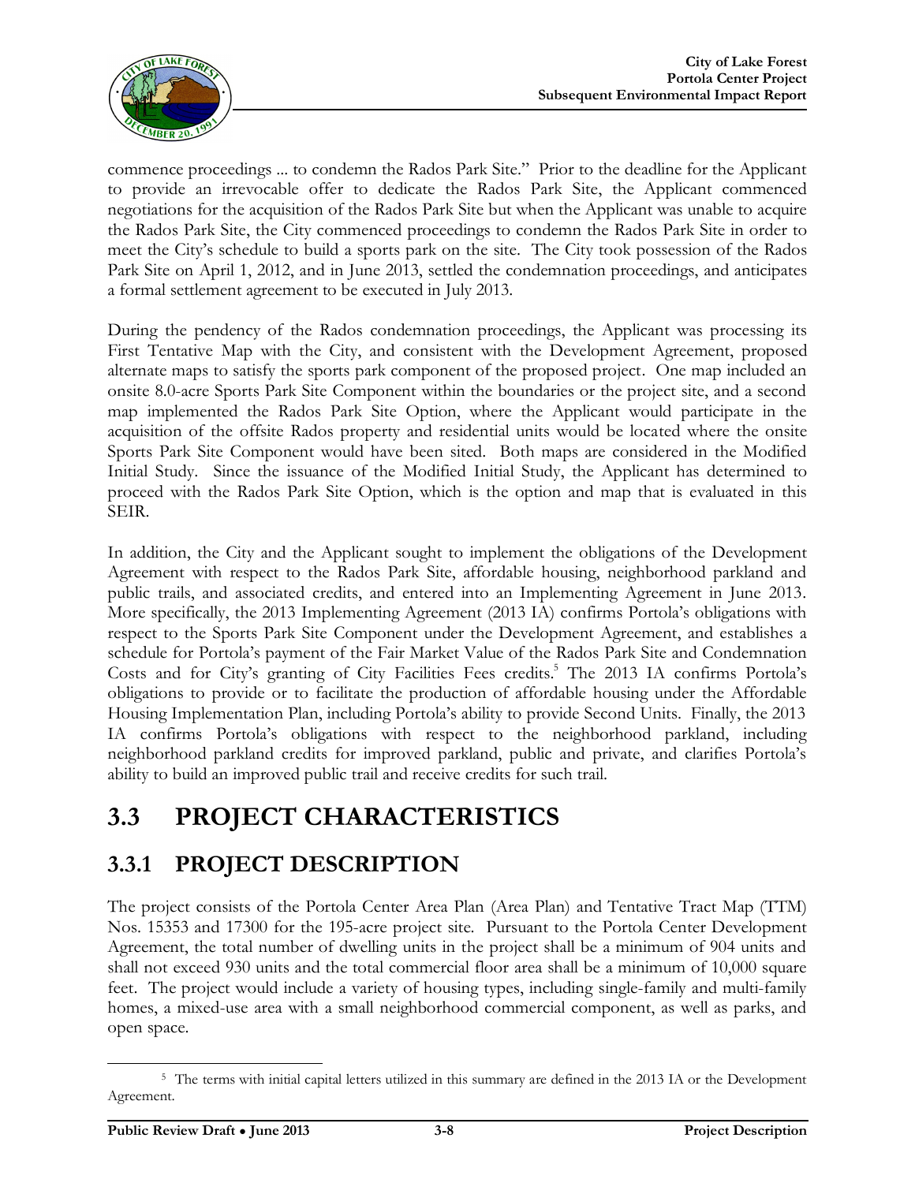commence proceedings ... to condemn the Rados Park Site." Prior to the deadline for the Applicant to provide an irrevocable offer to dedicate the Rados Park Site, the Applicant commenced negotiations for the acquisition of the Rados Park Site but when the Applicant was unable to acquire the Rados Park Site, the City commenced proceedings to condemn the Rados Park Site in order to meet the City's schedule to build a sports park on the site. The City took possession of the Rados Park Site on April 1, 2012, and in June 2013, settled the condemnation proceedings, and anticipates a formal settlement agreement to be executed in July 2013.

During the pendency of the Rados condemnation proceedings, the Applicant was processing its First Tentative Map with the City, and consistent with the Development Agreement, proposed alternate maps to satisfy the sports park component of the proposed project. One map included an onsite 8.0-acre Sports Park Site Component within the boundaries or the project site, and a second map implemented the Rados Park Site Option, where the Applicant would participate in the acquisition of the offsite Rados property and residential units would be located where the onsite Sports Park Site Component would have been sited. Both maps are considered in the Modified Initial Study. Since the issuance of the Modified Initial Study, the Applicant has determined to proceed with the Rados Park Site Option, which is the option and map that is evaluated in this SEIR.

In addition, the City and the Applicant sought to implement the obligations of the Development Agreement with respect to the Rados Park Site, affordable housing, neighborhood parkland and public trails, and associated credits, and entered into an Implementing Agreement in June 2013. More specifically, the 2013 Implementing Agreement (2013 IA) confirms Portola's obligations with respect to the Sports Park Site Component under the Development Agreement, and establishes a schedule for Portola's payment of the Fair Market Value of the Rados Park Site and Condemnation Costs and for City's granting of City Facilities Fees credits.[5] The 2013 IA confirms Portola's obligations to provide or to facilitate the production of affordable housing under the Affordable Housing Implementation Plan, including Portola's ability to provide Second Units. Finally, the 2013 IA confirms Portola's obligations with respect to the neighborhood parkland, including neighborhood parkland credits for improved parkland, public and private, and clarifies Portola's ability to build an improved public trail and receive credits for such trail.

# 3.3 PROJECT CHARACTERISTICS

## 3.3.1 PROJECT DESCRIPTION

The project consists of the Portola Center Area Plan (Area Plan) and Tentative Tract Map (TTM) Nos. 15353 and 17300 for the 195-acre project site. Pursuant to the Portola Center Development Agreement, the total number of dwelling units in the project shall be a minimum of 904 units and shall not exceed 930 units and the total commercial floor area shall be a minimum of 10,000 square feet. The project would include a variety of housing types, including single-family and multi-family homes, a mixed-use area with a small neighborhood commercial component, as well as parks, and open space.

---

[5] The terms with initial capital letters utilized in this summary are defined in the 2013 IA or the Development Agreement.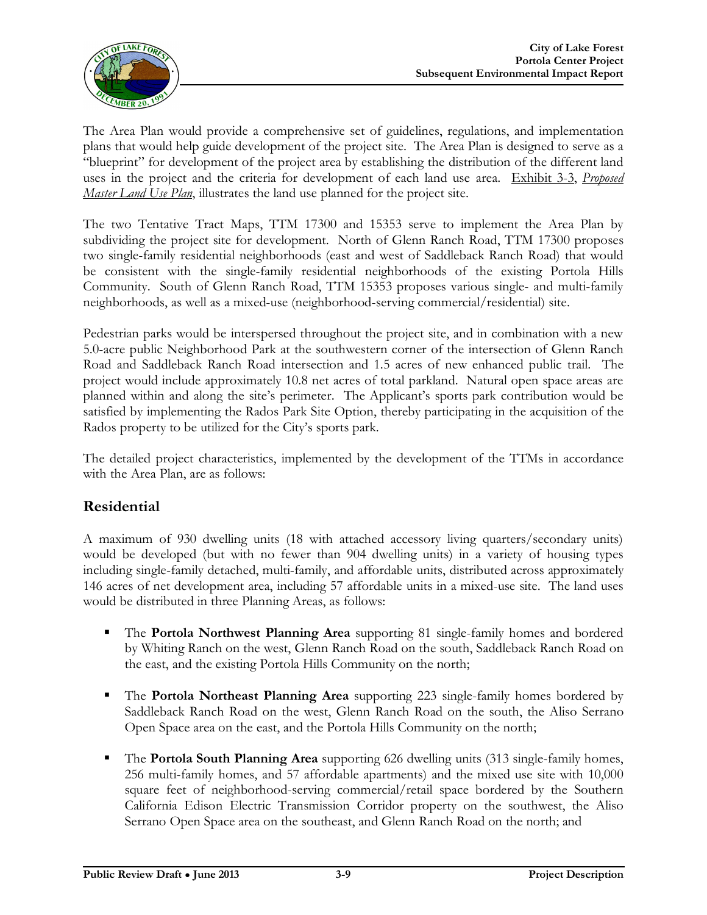The Area Plan would provide a comprehensive set of guidelines, regulations, and implementation plans that would help guide development of the project site. The Area Plan is designed to serve as a "blueprint" for development of the project area by establishing the distribution of the different land uses in the project and the criteria for development of each land use area. Exhibit 3-3, *Proposed Master Land Use Plan*, illustrates the land use planned for the project site.

The two Tentative Tract Maps, TTM 17300 and 15353 serve to implement the Area Plan by subdividing the project site for development. North of Glenn Ranch Road, TTM 17300 proposes two single-family residential neighborhoods (east and west of Saddleback Ranch Road) that would be consistent with the single-family residential neighborhoods of the existing Portola Hills Community. South of Glenn Ranch Road, TTM 15353 proposes various single- and multi-family neighborhoods, as well as a mixed-use (neighborhood-serving commercial/residential) site.

Pedestrian parks would be interspersed throughout the project site, and in combination with a new 5.0-acre public Neighborhood Park at the southwestern corner of the intersection of Glenn Ranch Road and Saddleback Ranch Road intersection and 1.5 acres of new enhanced public trail. The project would include approximately 10.8 net acres of total parkland. Natural open space areas are planned within and along the site's perimeter. The Applicant's sports park contribution would be satisfied by implementing the Rados Park Site Option, thereby participating in the acquisition of the Rados property to be utilized for the City's sports park.

The detailed project characteristics, implemented by the development of the TTMs in accordance with the Area Plan, are as follows:

## Residential

A maximum of 930 dwelling units (18 with attached accessory living quarters/secondary units) would be developed (but with no fewer than 904 dwelling units) in a variety of housing types including single-family detached, multi-family, and affordable units, distributed across approximately 146 acres of net development area, including 57 affordable units in a mixed-use site. The land uses would be distributed in three Planning Areas, as follows:

- The **Portola Northwest Planning Area** supporting 81 single-family homes and bordered by Whiting Ranch on the west, Glenn Ranch Road on the south, Saddleback Ranch Road on the east, and the existing Portola Hills Community on the north;
- The **Portola Northeast Planning Area** supporting 223 single-family homes bordered by Saddleback Ranch Road on the west, Glenn Ranch Road on the south, the Aliso Serrano Open Space area on the east, and the Portola Hills Community on the north;
- The **Portola South Planning Area** supporting 626 dwelling units (313 single-family homes, 256 multi-family homes, and 57 affordable apartments) and the mixed use site with 10,000 square feet of neighborhood-serving commercial/retail space bordered by the Southern California Edison Electric Transmission Corridor property on the southwest, the Aliso Serrano Open Space area on the southeast, and Glenn Ranch Road on the north; and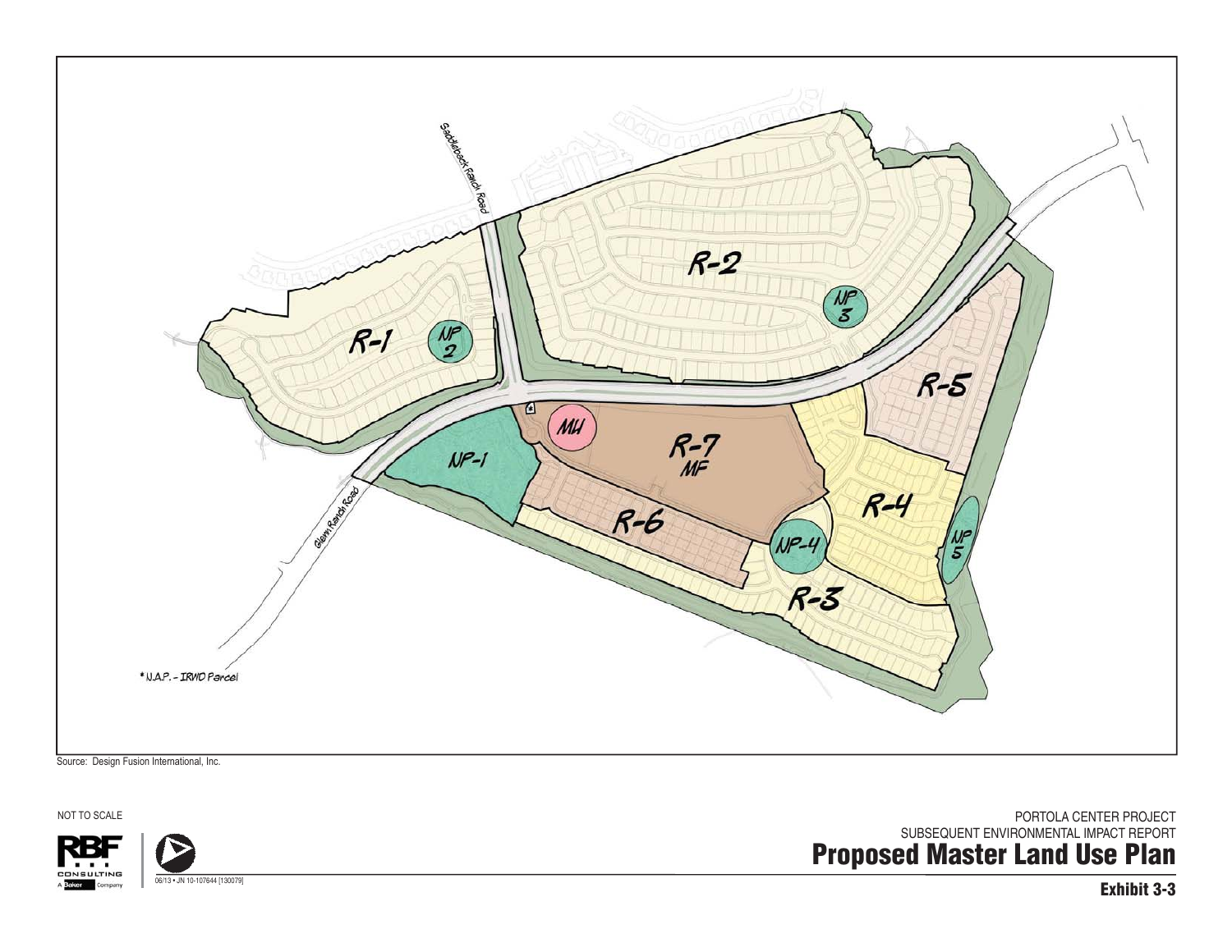R-1

NP 2

R-2

NP 3

R-5

MU

R-7 MF

NP-1

R-6

NP-4

R-4

NP 5

R-3

Saddleback Ranch Road

Glenn Ranch Road

* N.A.P. - IRWD Parcel

Source: Design Fusion International, Inc.

NOT TO SCALE

RBF CONSULTING A Baker Company

06/13 • JN 10-107644 [130079]

PORTOLA CENTER PROJECT
SUBSEQUENT ENVIRONMENTAL IMPACT REPORT

**Proposed Master Land Use Plan**

**Exhibit 3-3**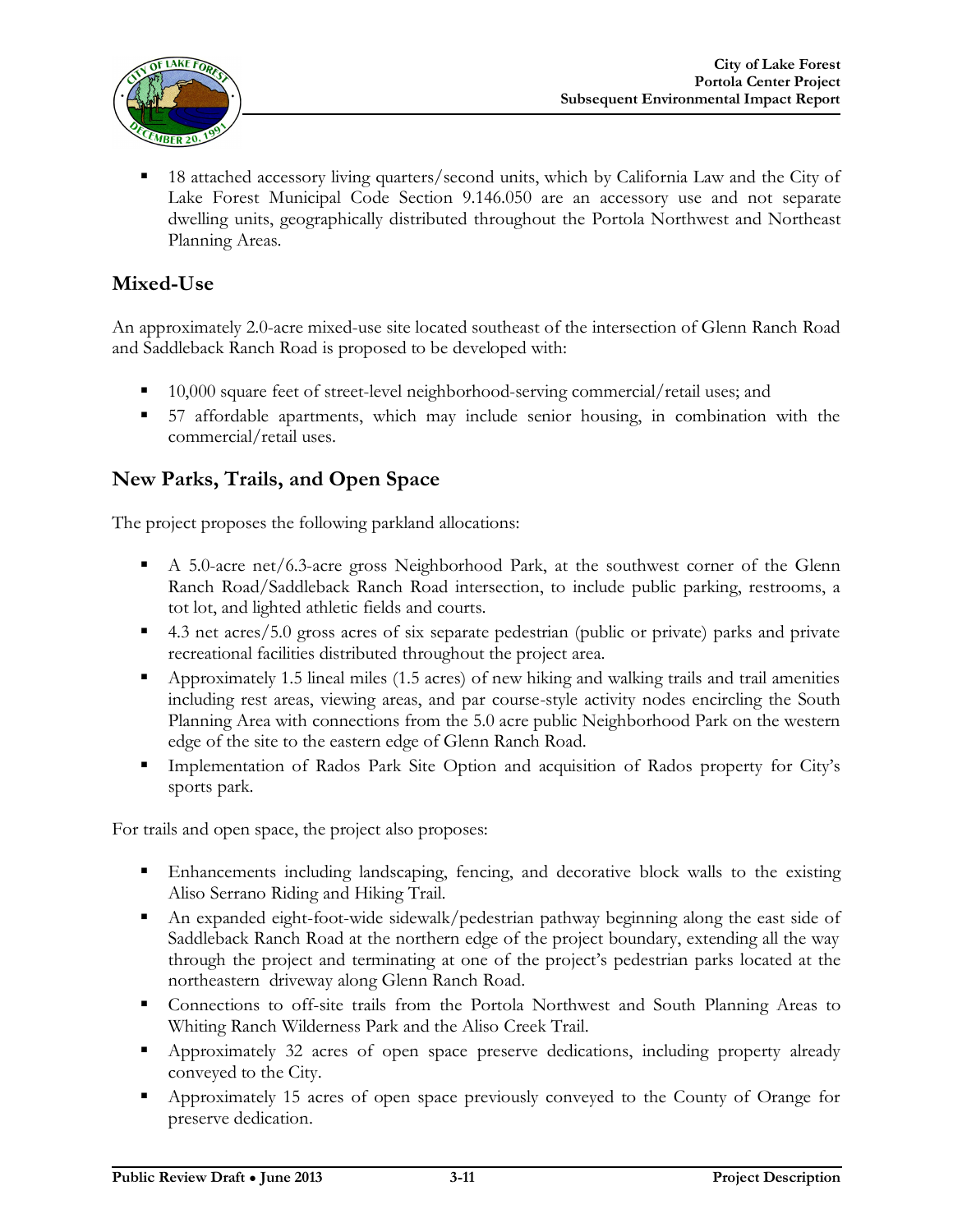- 18 attached accessory living quarters/second units, which by California Law and the City of Lake Forest Municipal Code Section 9.146.050 are an accessory use and not separate dwelling units, geographically distributed throughout the Portola Northwest and Northeast Planning Areas.

## Mixed-Use

An approximately 2.0-acre mixed-use site located southeast of the intersection of Glenn Ranch Road and Saddleback Ranch Road is proposed to be developed with:

- 10,000 square feet of street-level neighborhood-serving commercial/retail uses; and
- 57 affordable apartments, which may include senior housing, in combination with the commercial/retail uses.

## New Parks, Trails, and Open Space

The project proposes the following parkland allocations:

- A 5.0-acre net/6.3-acre gross Neighborhood Park, at the southwest corner of the Glenn Ranch Road/Saddleback Ranch Road intersection, to include public parking, restrooms, a tot lot, and lighted athletic fields and courts.
- 4.3 net acres/5.0 gross acres of six separate pedestrian (public or private) parks and private recreational facilities distributed throughout the project area.
- Approximately 1.5 lineal miles (1.5 acres) of new hiking and walking trails and trail amenities including rest areas, viewing areas, and par course-style activity nodes encircling the South Planning Area with connections from the 5.0 acre public Neighborhood Park on the western edge of the site to the eastern edge of Glenn Ranch Road.
- Implementation of Rados Park Site Option and acquisition of Rados property for City's sports park.

For trails and open space, the project also proposes:

- Enhancements including landscaping, fencing, and decorative block walls to the existing Aliso Serrano Riding and Hiking Trail.
- An expanded eight-foot-wide sidewalk/pedestrian pathway beginning along the east side of Saddleback Ranch Road at the northern edge of the project boundary, extending all the way through the project and terminating at one of the project's pedestrian parks located at the northeastern driveway along Glenn Ranch Road.
- Connections to off-site trails from the Portola Northwest and South Planning Areas to Whiting Ranch Wilderness Park and the Aliso Creek Trail.
- Approximately 32 acres of open space preserve dedications, including property already conveyed to the City.
- Approximately 15 acres of open space previously conveyed to the County of Orange for preserve dedication.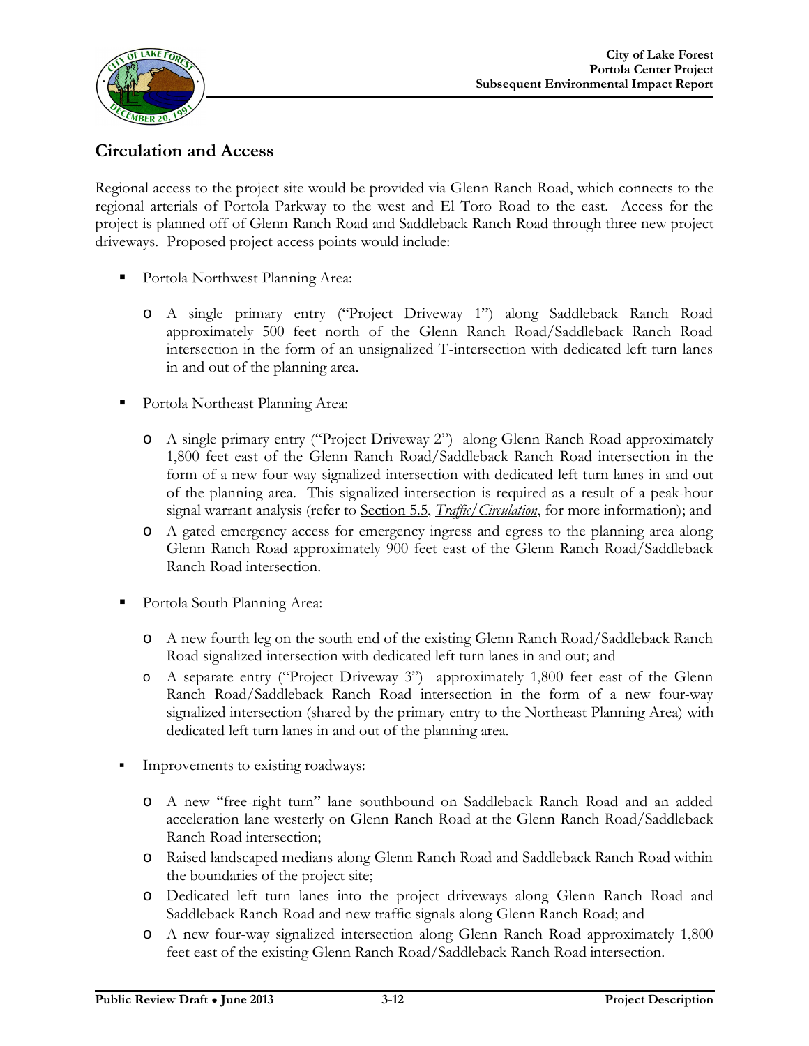## Circulation and Access

Regional access to the project site would be provided via Glenn Ranch Road, which connects to the regional arterials of Portola Parkway to the west and El Toro Road to the east. Access for the project is planned off of Glenn Ranch Road and Saddleback Ranch Road through three new project driveways. Proposed project access points would include:

- Portola Northwest Planning Area:
  - A single primary entry ("Project Driveway 1") along Saddleback Ranch Road approximately 500 feet north of the Glenn Ranch Road/Saddleback Ranch Road intersection in the form of an unsignalized T-intersection with dedicated left turn lanes in and out of the planning area.
- Portola Northeast Planning Area:
  - A single primary entry ("Project Driveway 2") along Glenn Ranch Road approximately 1,800 feet east of the Glenn Ranch Road/Saddleback Ranch Road intersection in the form of a new four-way signalized intersection with dedicated left turn lanes in and out of the planning area. This signalized intersection is required as a result of a peak-hour signal warrant analysis (refer to Section 5.5, *Traffic/Circulation*, for more information); and
  - A gated emergency access for emergency ingress and egress to the planning area along Glenn Ranch Road approximately 900 feet east of the Glenn Ranch Road/Saddleback Ranch Road intersection.
- Portola South Planning Area:
  - A new fourth leg on the south end of the existing Glenn Ranch Road/Saddleback Ranch Road signalized intersection with dedicated left turn lanes in and out; and
  - A separate entry ("Project Driveway 3") approximately 1,800 feet east of the Glenn Ranch Road/Saddleback Ranch Road intersection in the form of a new four-way signalized intersection (shared by the primary entry to the Northeast Planning Area) with dedicated left turn lanes in and out of the planning area.
- Improvements to existing roadways:
  - A new "free-right turn" lane southbound on Saddleback Ranch Road and an added acceleration lane westerly on Glenn Ranch Road at the Glenn Ranch Road/Saddleback Ranch Road intersection;
  - Raised landscaped medians along Glenn Ranch Road and Saddleback Ranch Road within the boundaries of the project site;
  - Dedicated left turn lanes into the project driveways along Glenn Ranch Road and Saddleback Ranch Road and new traffic signals along Glenn Ranch Road; and
  - A new four-way signalized intersection along Glenn Ranch Road approximately 1,800 feet east of the existing Glenn Ranch Road/Saddleback Ranch Road intersection.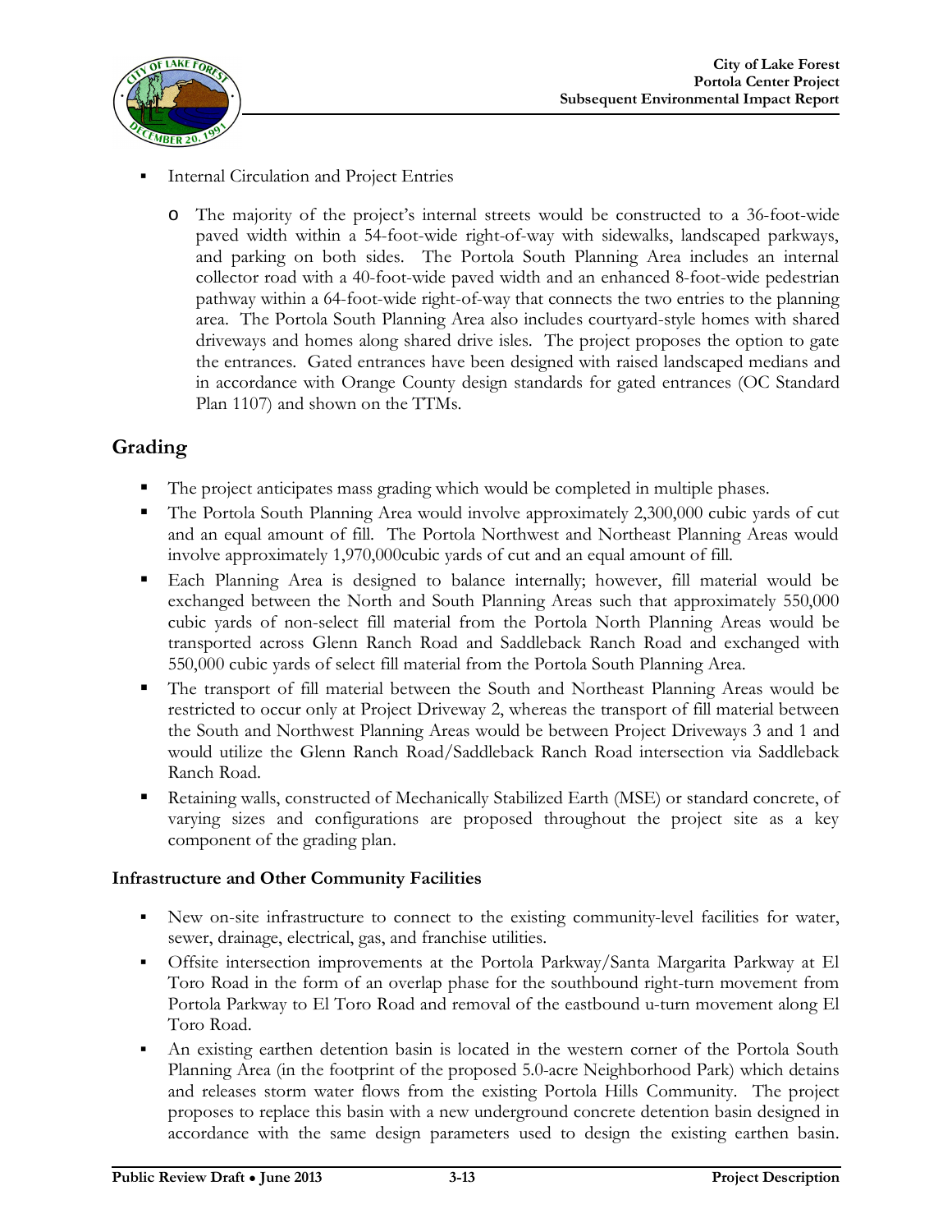- Internal Circulation and Project Entries
    - The majority of the project's internal streets would be constructed to a 36-foot-wide paved width within a 54-foot-wide right-of-way with sidewalks, landscaped parkways, and parking on both sides. The Portola South Planning Area includes an internal collector road with a 40-foot-wide paved width and an enhanced 8-foot-wide pedestrian pathway within a 64-foot-wide right-of-way that connects the two entries to the planning area. The Portola South Planning Area also includes courtyard-style homes with shared driveways and homes along shared drive isles. The project proposes the option to gate the entrances. Gated entrances have been designed with raised landscaped medians and in accordance with Orange County design standards for gated entrances (OC Standard Plan 1107) and shown on the TTMs.

## Grading

- The project anticipates mass grading which would be completed in multiple phases.
- The Portola South Planning Area would involve approximately 2,300,000 cubic yards of cut and an equal amount of fill. The Portola Northwest and Northeast Planning Areas would involve approximately 1,970,000cubic yards of cut and an equal amount of fill.
- Each Planning Area is designed to balance internally; however, fill material would be exchanged between the North and South Planning Areas such that approximately 550,000 cubic yards of non-select fill material from the Portola North Planning Areas would be transported across Glenn Ranch Road and Saddleback Ranch Road and exchanged with 550,000 cubic yards of select fill material from the Portola South Planning Area.
- The transport of fill material between the South and Northeast Planning Areas would be restricted to occur only at Project Driveway 2, whereas the transport of fill material between the South and Northwest Planning Areas would be between Project Driveways 3 and 1 and would utilize the Glenn Ranch Road/Saddleback Ranch Road intersection via Saddleback Ranch Road.
- Retaining walls, constructed of Mechanically Stabilized Earth (MSE) or standard concrete, of varying sizes and configurations are proposed throughout the project site as a key component of the grading plan.

**Infrastructure and Other Community Facilities**

- New on-site infrastructure to connect to the existing community-level facilities for water, sewer, drainage, electrical, gas, and franchise utilities.
- Offsite intersection improvements at the Portola Parkway/Santa Margarita Parkway at El Toro Road in the form of an overlap phase for the southbound right-turn movement from Portola Parkway to El Toro Road and removal of the eastbound u-turn movement along El Toro Road.
- An existing earthen detention basin is located in the western corner of the Portola South Planning Area (in the footprint of the proposed 5.0-acre Neighborhood Park) which detains and releases storm water flows from the existing Portola Hills Community. The project proposes to replace this basin with a new underground concrete detention basin designed in accordance with the same design parameters used to design the existing earthen basin.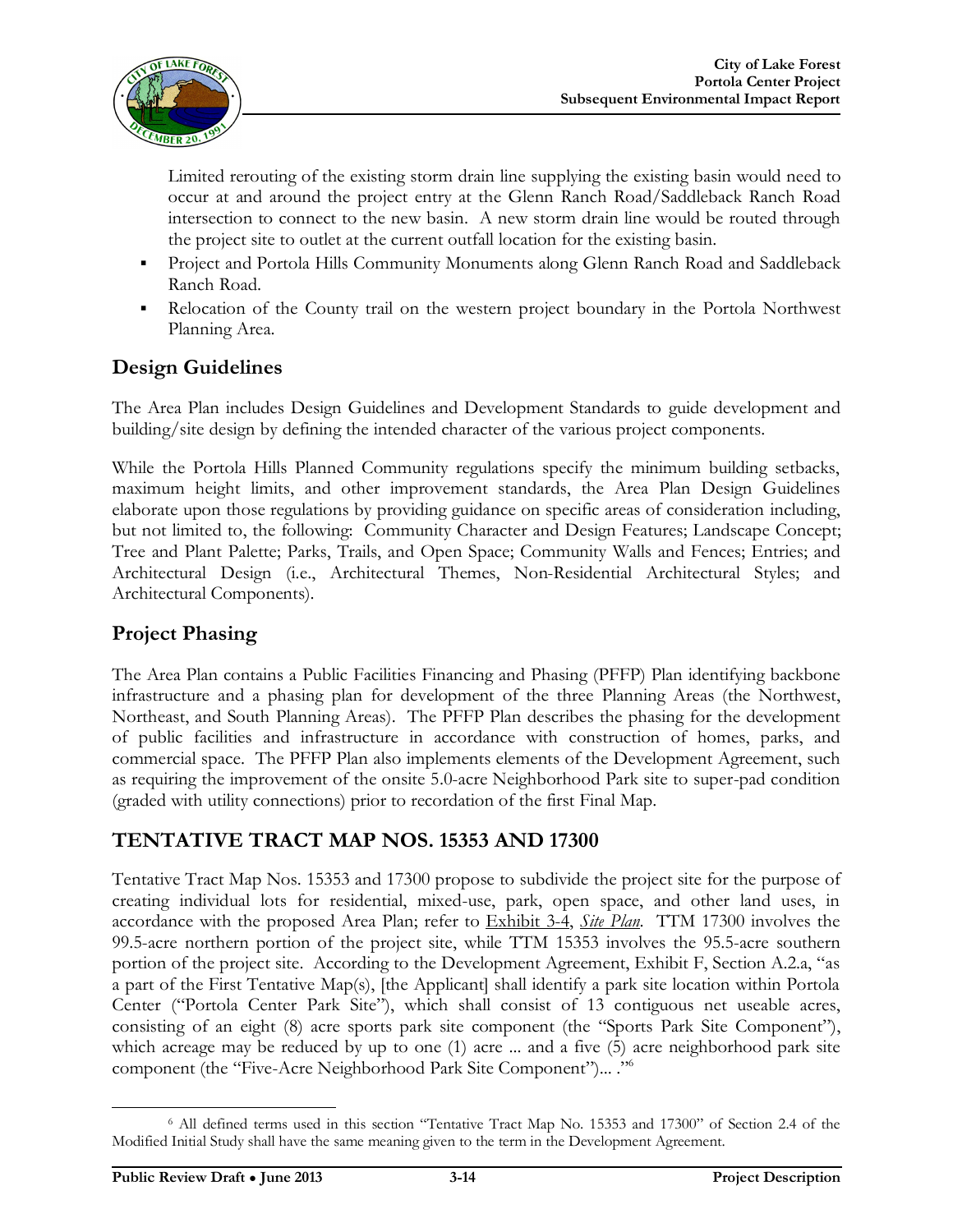Limited rerouting of the existing storm drain line supplying the existing basin would need to occur at and around the project entry at the Glenn Ranch Road/Saddleback Ranch Road intersection to connect to the new basin. A new storm drain line would be routed through the project site to outlet at the current outfall location for the existing basin.

- Project and Portola Hills Community Monuments along Glenn Ranch Road and Saddleback Ranch Road.
- Relocation of the County trail on the western project boundary in the Portola Northwest Planning Area.

## Design Guidelines

The Area Plan includes Design Guidelines and Development Standards to guide development and building/site design by defining the intended character of the various project components.

While the Portola Hills Planned Community regulations specify the minimum building setbacks, maximum height limits, and other improvement standards, the Area Plan Design Guidelines elaborate upon those regulations by providing guidance on specific areas of consideration including, but not limited to, the following: Community Character and Design Features; Landscape Concept; Tree and Plant Palette; Parks, Trails, and Open Space; Community Walls and Fences; Entries; and Architectural Design (i.e., Architectural Themes, Non-Residential Architectural Styles; and Architectural Components).

## Project Phasing

The Area Plan contains a Public Facilities Financing and Phasing (PFFP) Plan identifying backbone infrastructure and a phasing plan for development of the three Planning Areas (the Northwest, Northeast, and South Planning Areas). The PFFP Plan describes the phasing for the development of public facilities and infrastructure in accordance with construction of homes, parks, and commercial space. The PFFP Plan also implements elements of the Development Agreement, such as requiring the improvement of the onsite 5.0-acre Neighborhood Park site to super-pad condition (graded with utility connections) prior to recordation of the first Final Map.

## TENTATIVE TRACT MAP NOS. 15353 AND 17300

Tentative Tract Map Nos. 15353 and 17300 propose to subdivide the project site for the purpose of creating individual lots for residential, mixed-use, park, open space, and other land uses, in accordance with the proposed Area Plan; refer to Exhibit 3-4, *Site Plan*. TTM 17300 involves the 99.5-acre northern portion of the project site, while TTM 15353 involves the 95.5-acre southern portion of the project site. According to the Development Agreement, Exhibit F, Section A.2.a, "as a part of the First Tentative Map(s), [the Applicant] shall identify a park site location within Portola Center ("Portola Center Park Site"), which shall consist of 13 contiguous net useable acres, consisting of an eight (8) acre sports park site component (the "Sports Park Site Component"), which acreage may be reduced by up to one (1) acre ... and a five (5) acre neighborhood park site component (the "Five-Acre Neighborhood Park Site Component")... ."[6]

[6] All defined terms used in this section "Tentative Tract Map No. 15353 and 17300" of Section 2.4 of the Modified Initial Study shall have the same meaning given to the term in the Development Agreement.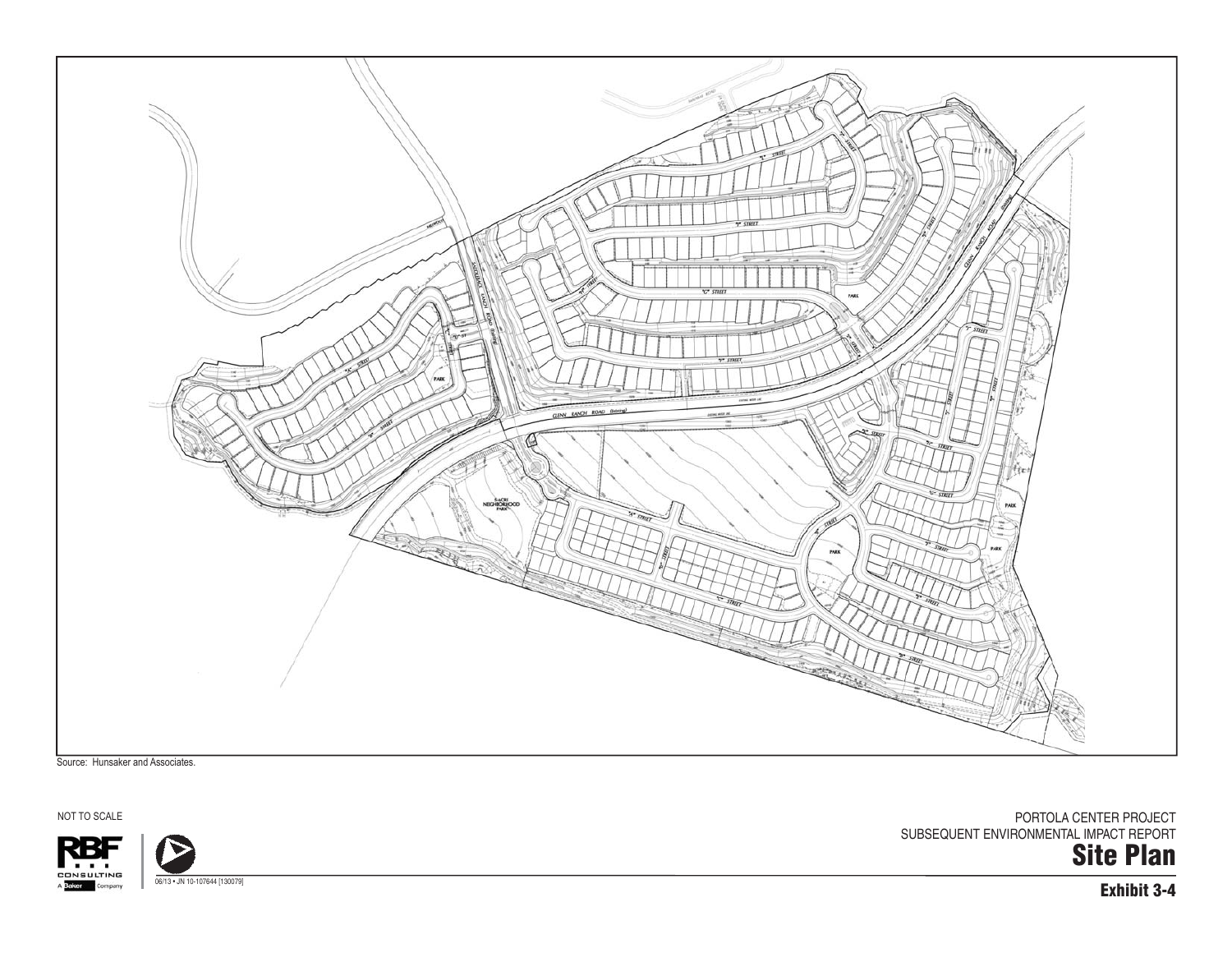Source: Hunsaker and Associates.

NOT TO SCALE

PORTOLA CENTER PROJECT
SUBSEQUENT ENVIRONMENTAL IMPACT REPORT

## Site Plan

06/13 • JN 10-107644 [130079]

**Exhibit 3-4**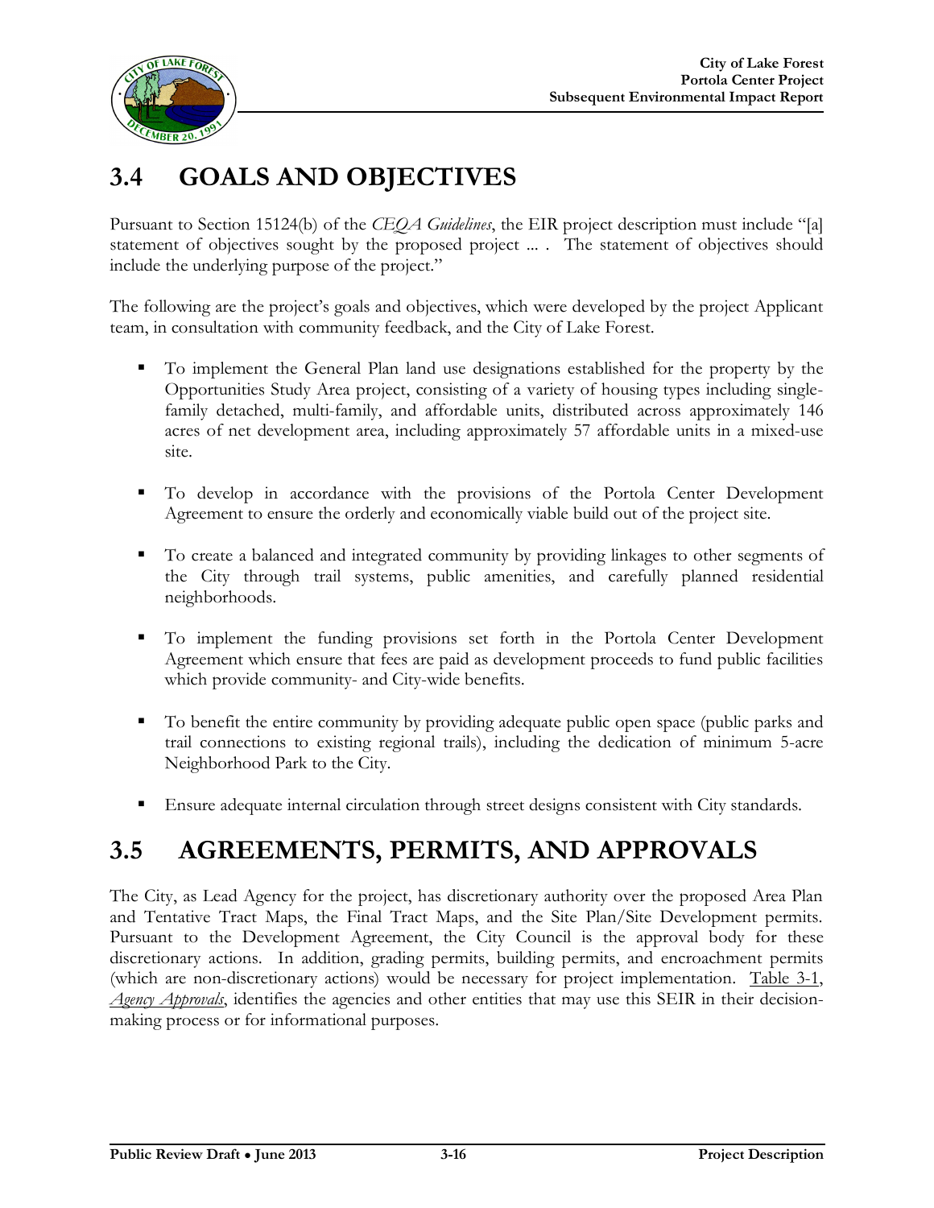## 3.4 GOALS AND OBJECTIVES

Pursuant to Section 15124(b) of the *CEQA Guidelines*, the EIR project description must include "[a] statement of objectives sought by the proposed project ... . The statement of objectives should include the underlying purpose of the project."

The following are the project's goals and objectives, which were developed by the project Applicant team, in consultation with community feedback, and the City of Lake Forest.

- To implement the General Plan land use designations established for the property by the Opportunities Study Area project, consisting of a variety of housing types including single-family detached, multi-family, and affordable units, distributed across approximately 146 acres of net development area, including approximately 57 affordable units in a mixed-use site.
- To develop in accordance with the provisions of the Portola Center Development Agreement to ensure the orderly and economically viable build out of the project site.
- To create a balanced and integrated community by providing linkages to other segments of the City through trail systems, public amenities, and carefully planned residential neighborhoods.
- To implement the funding provisions set forth in the Portola Center Development Agreement which ensure that fees are paid as development proceeds to fund public facilities which provide community- and City-wide benefits.
- To benefit the entire community by providing adequate public open space (public parks and trail connections to existing regional trails), including the dedication of minimum 5-acre Neighborhood Park to the City.
- Ensure adequate internal circulation through street designs consistent with City standards.

## 3.5 AGREEMENTS, PERMITS, AND APPROVALS

The City, as Lead Agency for the project, has discretionary authority over the proposed Area Plan and Tentative Tract Maps, the Final Tract Maps, and the Site Plan/Site Development permits. Pursuant to the Development Agreement, the City Council is the approval body for these discretionary actions. In addition, grading permits, building permits, and encroachment permits (which are non-discretionary actions) would be necessary for project implementation. Table 3-1, *Agency Approvals*, identifies the agencies and other entities that may use this SEIR in their decision-making process or for informational purposes.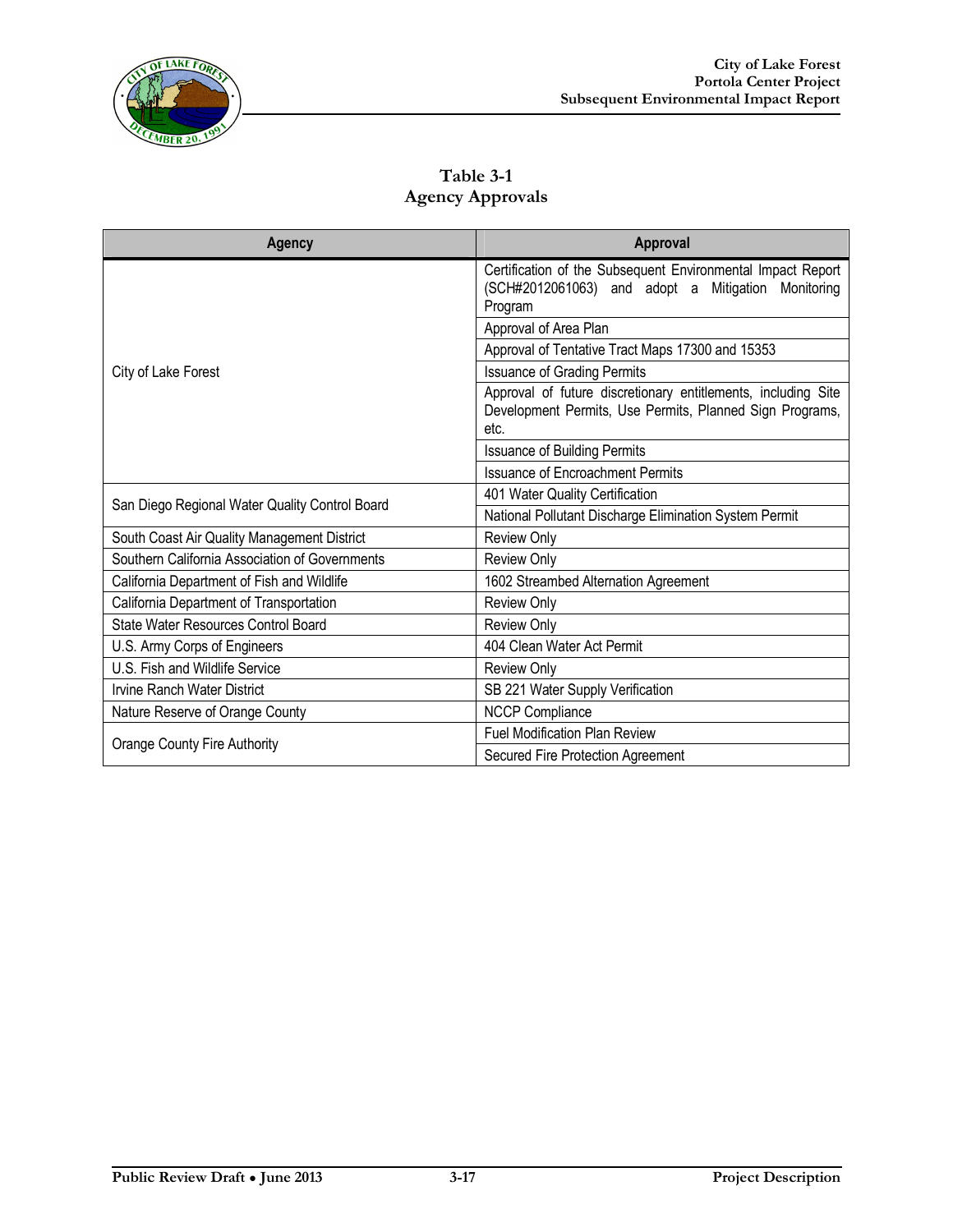**Table 3-1**
**Agency Approvals**

| Agency | Approval |
|---|---|
| City of Lake Forest | Certification of the Subsequent Environmental Impact Report (SCH#2012061063) and adopt a Mitigation Monitoring Program |
| | Approval of Area Plan |
| | Approval of Tentative Tract Maps 17300 and 15353 |
| | Issuance of Grading Permits |
| | Approval of future discretionary entitlements, including Site Development Permits, Use Permits, Planned Sign Programs, etc. |
| | Issuance of Building Permits |
| | Issuance of Encroachment Permits |
| San Diego Regional Water Quality Control Board | 401 Water Quality Certification |
| | National Pollutant Discharge Elimination System Permit |
| South Coast Air Quality Management District | Review Only |
| Southern California Association of Governments | Review Only |
| California Department of Fish and Wildlife | 1602 Streambed Alternation Agreement |
| California Department of Transportation | Review Only |
| State Water Resources Control Board | Review Only |
| U.S. Army Corps of Engineers | 404 Clean Water Act Permit |
| U.S. Fish and Wildlife Service | Review Only |
| Irvine Ranch Water District | SB 221 Water Supply Verification |
| Nature Reserve of Orange County | NCCP Compliance |
| Orange County Fire Authority | Fuel Modification Plan Review |
| | Secured Fire Protection Agreement |